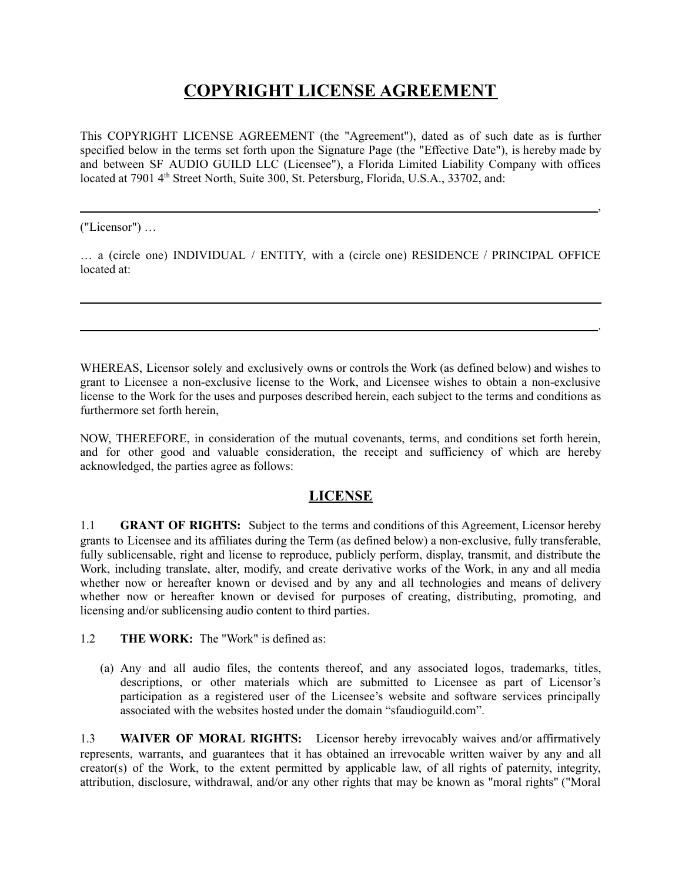# COPYRIGHT LICENSE AGREEMENT

This COPYRIGHT LICENSE AGREEMENT (the "Agreement"), dated as of such date as is further specified below in the terms set forth upon the Signature Page (the "Effective Date"), is hereby made by and between SF AUDIO GUILD LLC (Licensee"), a Florida Limited Liability Company with offices located at 7901 4th Street North, Suite 300, St. Petersburg, Florida, U.S.A., 33702, and:

______________________________________________________________________________,

("Licensor") …

… a (circle one) INDIVIDUAL / ENTITY, with a (circle one) RESIDENCE / PRINCIPAL OFFICE located at:

______________________________________________________________________________

______________________________________________________________________________.

WHEREAS, Licensor solely and exclusively owns or controls the Work (as defined below) and wishes to grant to Licensee a non-exclusive license to the Work, and Licensee wishes to obtain a non-exclusive license to the Work for the uses and purposes described herein, each subject to the terms and conditions as furthermore set forth herein,

NOW, THEREFORE, in consideration of the mutual covenants, terms, and conditions set forth herein, and for other good and valuable consideration, the receipt and sufficiency of which are hereby acknowledged, the parties agree as follows:

## LICENSE

1.1 **GRANT OF RIGHTS:** Subject to the terms and conditions of this Agreement, Licensor hereby grants to Licensee and its affiliates during the Term (as defined below) a non-exclusive, fully transferable, fully sublicensable, right and license to reproduce, publicly perform, display, transmit, and distribute the Work, including translate, alter, modify, and create derivative works of the Work, in any and all media whether now or hereafter known or devised and by any and all technologies and means of delivery whether now or hereafter known or devised for purposes of creating, distributing, promoting, and licensing and/or sublicensing audio content to third parties.

1.2 **THE WORK:** The "Work" is defined as:

(a) Any and all audio files, the contents thereof, and any associated logos, trademarks, titles, descriptions, or other materials which are submitted to Licensee as part of Licensor's participation as a registered user of the Licensee's website and software services principally associated with the websites hosted under the domain "sfaudioguild.com".

1.3 **WAIVER OF MORAL RIGHTS:** Licensor hereby irrevocably waives and/or affirmatively represents, warrants, and guarantees that it has obtained an irrevocable written waiver by any and all creator(s) of the Work, to the extent permitted by applicable law, of all rights of paternity, integrity, attribution, disclosure, withdrawal, and/or any other rights that may be known as "moral rights" ("Moral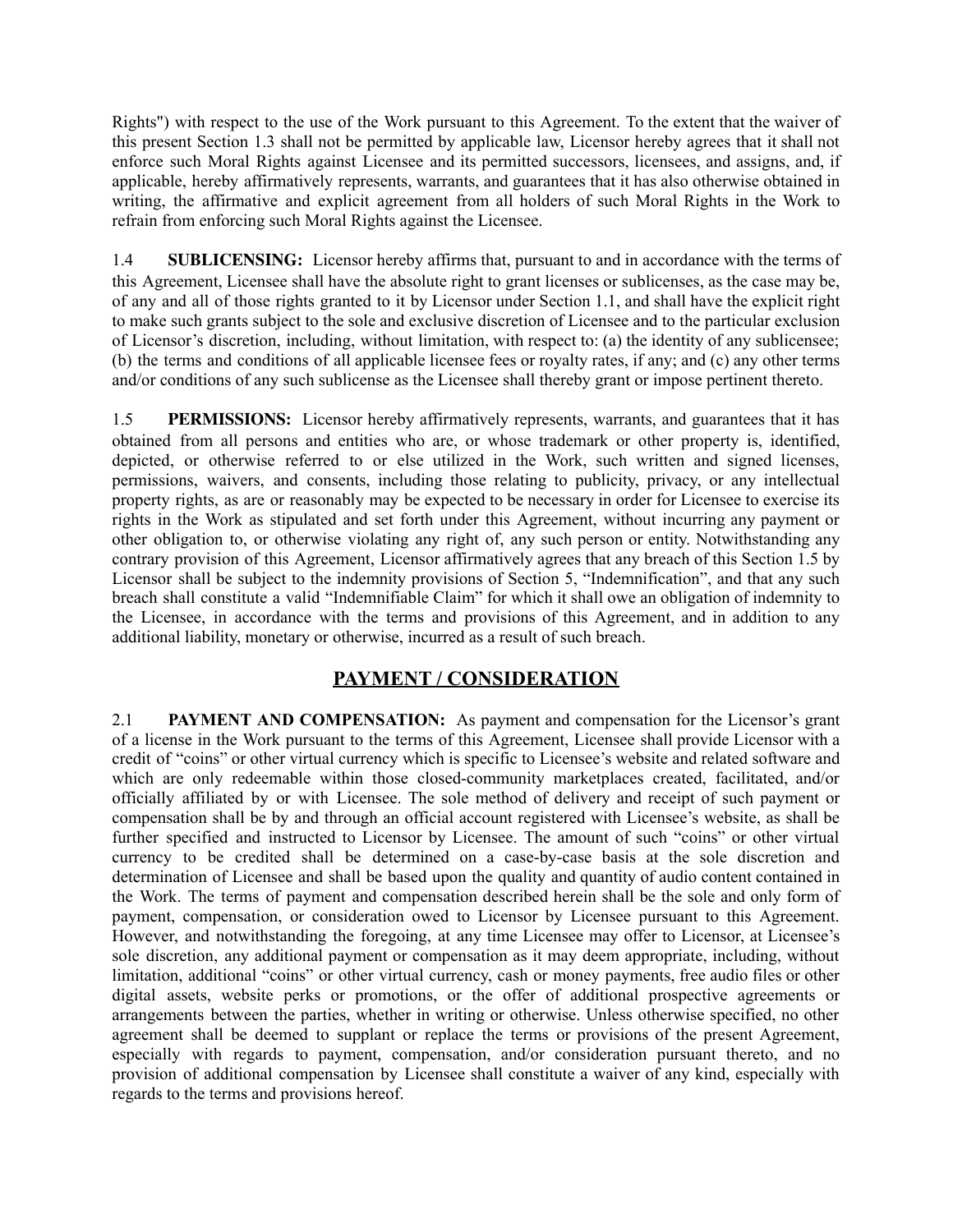Rights") with respect to the use of the Work pursuant to this Agreement. To the extent that the waiver of this present Section 1.3 shall not be permitted by applicable law, Licensor hereby agrees that it shall not enforce such Moral Rights against Licensee and its permitted successors, licensees, and assigns, and, if applicable, hereby affirmatively represents, warrants, and guarantees that it has also otherwise obtained in writing, the affirmative and explicit agreement from all holders of such Moral Rights in the Work to refrain from enforcing such Moral Rights against the Licensee.

1.4 **SUBLICENSING:** Licensor hereby affirms that, pursuant to and in accordance with the terms of this Agreement, Licensee shall have the absolute right to grant licenses or sublicenses, as the case may be, of any and all of those rights granted to it by Licensor under Section 1.1, and shall have the explicit right to make such grants subject to the sole and exclusive discretion of Licensee and to the particular exclusion of Licensor's discretion, including, without limitation, with respect to: (a) the identity of any sublicensee; (b) the terms and conditions of all applicable licensee fees or royalty rates, if any; and (c) any other terms and/or conditions of any such sublicense as the Licensee shall thereby grant or impose pertinent thereto.

1.5 **PERMISSIONS:** Licensor hereby affirmatively represents, warrants, and guarantees that it has obtained from all persons and entities who are, or whose trademark or other property is, identified, depicted, or otherwise referred to or else utilized in the Work, such written and signed licenses, permissions, waivers, and consents, including those relating to publicity, privacy, or any intellectual property rights, as are or reasonably may be expected to be necessary in order for Licensee to exercise its rights in the Work as stipulated and set forth under this Agreement, without incurring any payment or other obligation to, or otherwise violating any right of, any such person or entity. Notwithstanding any contrary provision of this Agreement, Licensor affirmatively agrees that any breach of this Section 1.5 by Licensor shall be subject to the indemnity provisions of Section 5, "Indemnification", and that any such breach shall constitute a valid "Indemnifiable Claim" for which it shall owe an obligation of indemnity to the Licensee, in accordance with the terms and provisions of this Agreement, and in addition to any additional liability, monetary or otherwise, incurred as a result of such breach.

## PAYMENT / CONSIDERATION

2.1 **PAYMENT AND COMPENSATION:** As payment and compensation for the Licensor's grant of a license in the Work pursuant to the terms of this Agreement, Licensee shall provide Licensor with a credit of "coins" or other virtual currency which is specific to Licensee's website and related software and which are only redeemable within those closed-community marketplaces created, facilitated, and/or officially affiliated by or with Licensee. The sole method of delivery and receipt of such payment or compensation shall be by and through an official account registered with Licensee's website, as shall be further specified and instructed to Licensor by Licensee. The amount of such "coins" or other virtual currency to be credited shall be determined on a case-by-case basis at the sole discretion and determination of Licensee and shall be based upon the quality and quantity of audio content contained in the Work. The terms of payment and compensation described herein shall be the sole and only form of payment, compensation, or consideration owed to Licensor by Licensee pursuant to this Agreement. However, and notwithstanding the foregoing, at any time Licensee may offer to Licensor, at Licensee's sole discretion, any additional payment or compensation as it may deem appropriate, including, without limitation, additional "coins" or other virtual currency, cash or money payments, free audio files or other digital assets, website perks or promotions, or the offer of additional prospective agreements or arrangements between the parties, whether in writing or otherwise. Unless otherwise specified, no other agreement shall be deemed to supplant or replace the terms or provisions of the present Agreement, especially with regards to payment, compensation, and/or consideration pursuant thereto, and no provision of additional compensation by Licensee shall constitute a waiver of any kind, especially with regards to the terms and provisions hereof.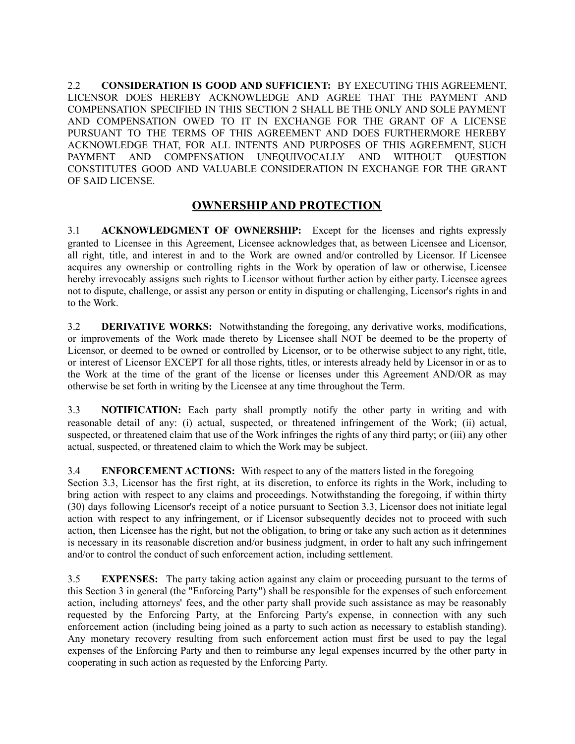2.2 **CONSIDERATION IS GOOD AND SUFFICIENT:** BY EXECUTING THIS AGREEMENT, LICENSOR DOES HEREBY ACKNOWLEDGE AND AGREE THAT THE PAYMENT AND COMPENSATION SPECIFIED IN THIS SECTION 2 SHALL BE THE ONLY AND SOLE PAYMENT AND COMPENSATION OWED TO IT IN EXCHANGE FOR THE GRANT OF A LICENSE PURSUANT TO THE TERMS OF THIS AGREEMENT AND DOES FURTHERMORE HEREBY ACKNOWLEDGE THAT, FOR ALL INTENTS AND PURPOSES OF THIS AGREEMENT, SUCH PAYMENT AND COMPENSATION UNEQUIVOCALLY AND WITHOUT QUESTION CONSTITUTES GOOD AND VALUABLE CONSIDERATION IN EXCHANGE FOR THE GRANT OF SAID LICENSE.

## OWNERSHIP AND PROTECTION

3.1 **ACKNOWLEDGMENT OF OWNERSHIP:** Except for the licenses and rights expressly granted to Licensee in this Agreement, Licensee acknowledges that, as between Licensee and Licensor, all right, title, and interest in and to the Work are owned and/or controlled by Licensor. If Licensee acquires any ownership or controlling rights in the Work by operation of law or otherwise, Licensee hereby irrevocably assigns such rights to Licensor without further action by either party. Licensee agrees not to dispute, challenge, or assist any person or entity in disputing or challenging, Licensor's rights in and to the Work.

3.2 **DERIVATIVE WORKS:** Notwithstanding the foregoing, any derivative works, modifications, or improvements of the Work made thereto by Licensee shall NOT be deemed to be the property of Licensor, or deemed to be owned or controlled by Licensor, or to be otherwise subject to any right, title, or interest of Licensor EXCEPT for all those rights, titles, or interests already held by Licensor in or as to the Work at the time of the grant of the license or licenses under this Agreement AND/OR as may otherwise be set forth in writing by the Licensee at any time throughout the Term.

3.3 **NOTIFICATION:** Each party shall promptly notify the other party in writing and with reasonable detail of any: (i) actual, suspected, or threatened infringement of the Work; (ii) actual, suspected, or threatened claim that use of the Work infringes the rights of any third party; or (iii) any other actual, suspected, or threatened claim to which the Work may be subject.

3.4 **ENFORCEMENT ACTIONS:** With respect to any of the matters listed in the foregoing Section 3.3, Licensor has the first right, at its discretion, to enforce its rights in the Work, including to bring action with respect to any claims and proceedings. Notwithstanding the foregoing, if within thirty (30) days following Licensor's receipt of a notice pursuant to Section 3.3, Licensor does not initiate legal action with respect to any infringement, or if Licensor subsequently decides not to proceed with such action, then Licensee has the right, but not the obligation, to bring or take any such action as it determines is necessary in its reasonable discretion and/or business judgment, in order to halt any such infringement and/or to control the conduct of such enforcement action, including settlement.

3.5 **EXPENSES:** The party taking action against any claim or proceeding pursuant to the terms of this Section 3 in general (the "Enforcing Party") shall be responsible for the expenses of such enforcement action, including attorneys' fees, and the other party shall provide such assistance as may be reasonably requested by the Enforcing Party, at the Enforcing Party's expense, in connection with any such enforcement action (including being joined as a party to such action as necessary to establish standing). Any monetary recovery resulting from such enforcement action must first be used to pay the legal expenses of the Enforcing Party and then to reimburse any legal expenses incurred by the other party in cooperating in such action as requested by the Enforcing Party.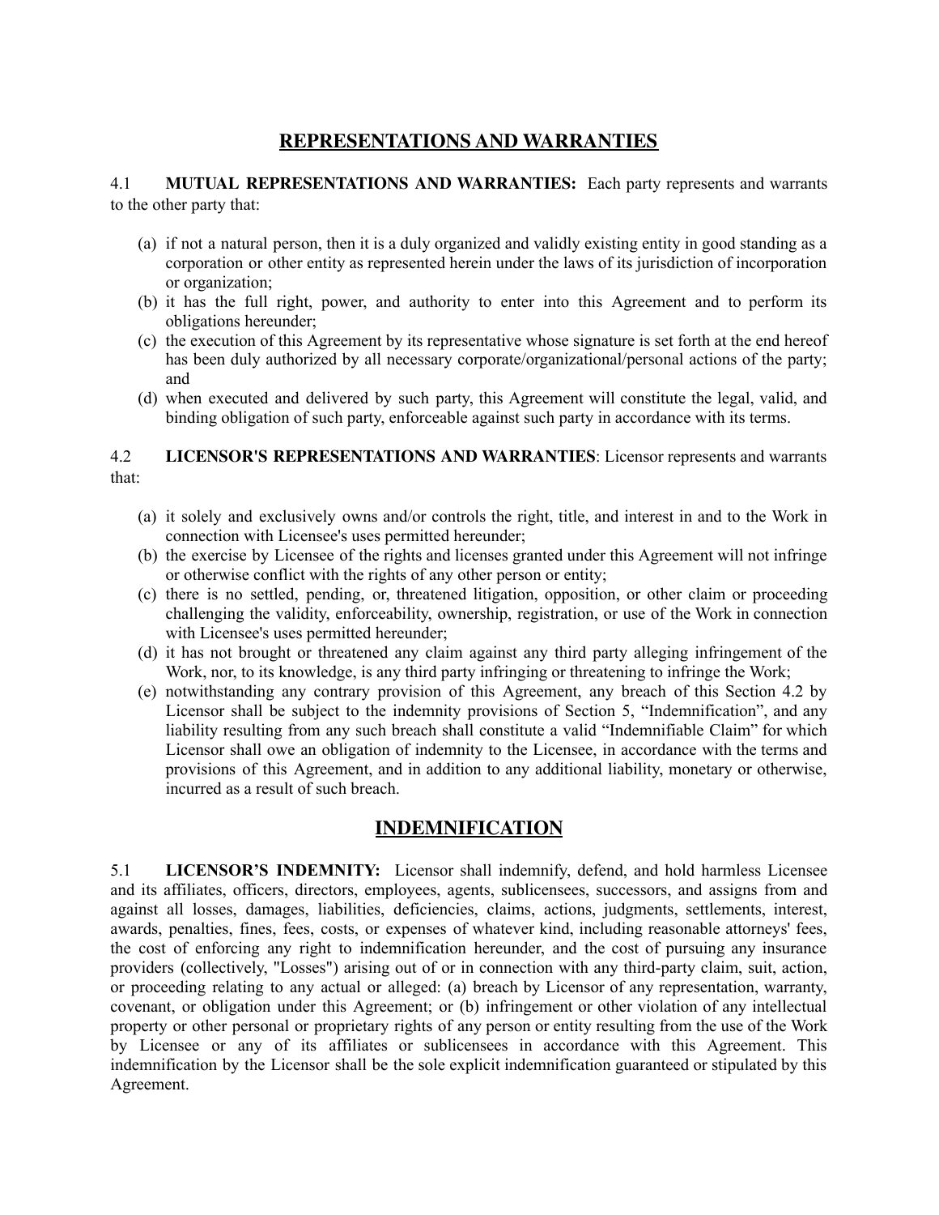## REPRESENTATIONS AND WARRANTIES

4.1 **MUTUAL REPRESENTATIONS AND WARRANTIES:** Each party represents and warrants to the other party that:

(a) if not a natural person, then it is a duly organized and validly existing entity in good standing as a corporation or other entity as represented herein under the laws of its jurisdiction of incorporation or organization;
(b) it has the full right, power, and authority to enter into this Agreement and to perform its obligations hereunder;
(c) the execution of this Agreement by its representative whose signature is set forth at the end hereof has been duly authorized by all necessary corporate/organizational/personal actions of the party; and
(d) when executed and delivered by such party, this Agreement will constitute the legal, valid, and binding obligation of such party, enforceable against such party in accordance with its terms.

4.2 **LICENSOR'S REPRESENTATIONS AND WARRANTIES**: Licensor represents and warrants that:

(a) it solely and exclusively owns and/or controls the right, title, and interest in and to the Work in connection with Licensee's uses permitted hereunder;
(b) the exercise by Licensee of the rights and licenses granted under this Agreement will not infringe or otherwise conflict with the rights of any other person or entity;
(c) there is no settled, pending, or, threatened litigation, opposition, or other claim or proceeding challenging the validity, enforceability, ownership, registration, or use of the Work in connection with Licensee's uses permitted hereunder;
(d) it has not brought or threatened any claim against any third party alleging infringement of the Work, nor, to its knowledge, is any third party infringing or threatening to infringe the Work;
(e) notwithstanding any contrary provision of this Agreement, any breach of this Section 4.2 by Licensor shall be subject to the indemnity provisions of Section 5, "Indemnification", and any liability resulting from any such breach shall constitute a valid "Indemnifiable Claim" for which Licensor shall owe an obligation of indemnity to the Licensee, in accordance with the terms and provisions of this Agreement, and in addition to any additional liability, monetary or otherwise, incurred as a result of such breach.

## INDEMNIFICATION

5.1 **LICENSOR'S INDEMNITY:** Licensor shall indemnify, defend, and hold harmless Licensee and its affiliates, officers, directors, employees, agents, sublicensees, successors, and assigns from and against all losses, damages, liabilities, deficiencies, claims, actions, judgments, settlements, interest, awards, penalties, fines, fees, costs, or expenses of whatever kind, including reasonable attorneys' fees, the cost of enforcing any right to indemnification hereunder, and the cost of pursuing any insurance providers (collectively, "Losses") arising out of or in connection with any third-party claim, suit, action, or proceeding relating to any actual or alleged: (a) breach by Licensor of any representation, warranty, covenant, or obligation under this Agreement; or (b) infringement or other violation of any intellectual property or other personal or proprietary rights of any person or entity resulting from the use of the Work by Licensee or any of its affiliates or sublicensees in accordance with this Agreement. This indemnification by the Licensor shall be the sole explicit indemnification guaranteed or stipulated by this Agreement.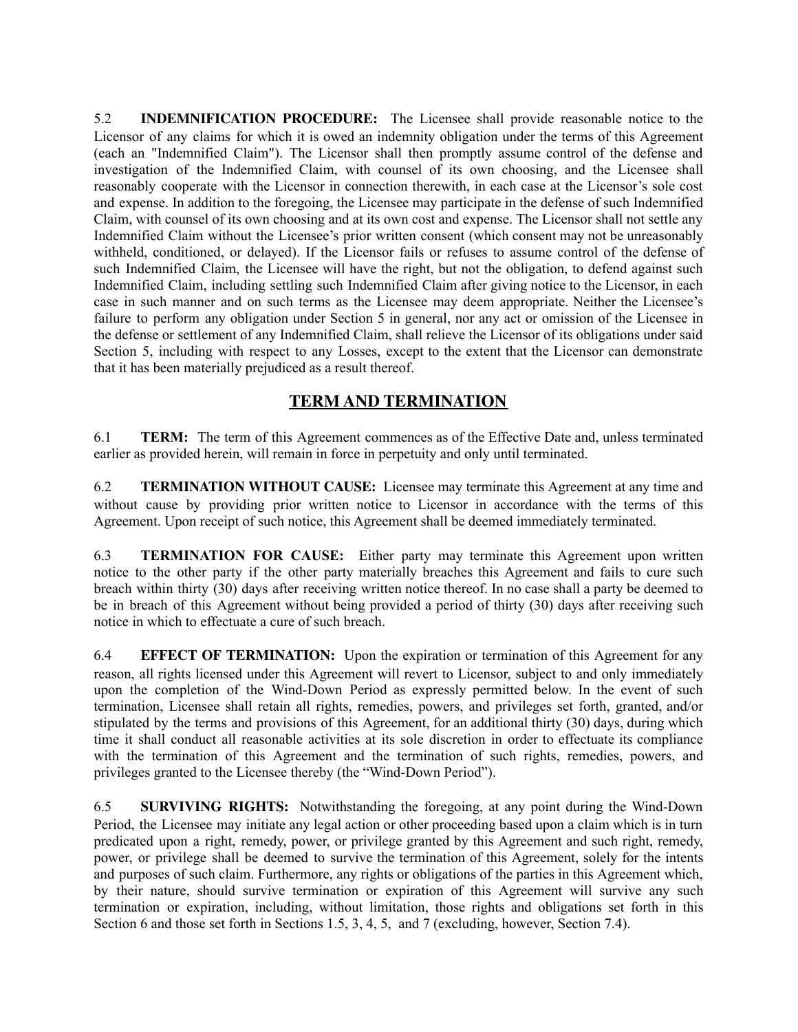5.2 **INDEMNIFICATION PROCEDURE:** The Licensee shall provide reasonable notice to the Licensor of any claims for which it is owed an indemnity obligation under the terms of this Agreement (each an "Indemnified Claim"). The Licensor shall then promptly assume control of the defense and investigation of the Indemnified Claim, with counsel of its own choosing, and the Licensee shall reasonably cooperate with the Licensor in connection therewith, in each case at the Licensor's sole cost and expense. In addition to the foregoing, the Licensee may participate in the defense of such Indemnified Claim, with counsel of its own choosing and at its own cost and expense. The Licensor shall not settle any Indemnified Claim without the Licensee's prior written consent (which consent may not be unreasonably withheld, conditioned, or delayed). If the Licensor fails or refuses to assume control of the defense of such Indemnified Claim, the Licensee will have the right, but not the obligation, to defend against such Indemnified Claim, including settling such Indemnified Claim after giving notice to the Licensor, in each case in such manner and on such terms as the Licensee may deem appropriate. Neither the Licensee's failure to perform any obligation under Section 5 in general, nor any act or omission of the Licensee in the defense or settlement of any Indemnified Claim, shall relieve the Licensor of its obligations under said Section 5, including with respect to any Losses, except to the extent that the Licensor can demonstrate that it has been materially prejudiced as a result thereof.

## TERM AND TERMINATION

6.1 **TERM:** The term of this Agreement commences as of the Effective Date and, unless terminated earlier as provided herein, will remain in force in perpetuity and only until terminated.

6.2 **TERMINATION WITHOUT CAUSE:** Licensee may terminate this Agreement at any time and without cause by providing prior written notice to Licensor in accordance with the terms of this Agreement. Upon receipt of such notice, this Agreement shall be deemed immediately terminated.

6.3 **TERMINATION FOR CAUSE:** Either party may terminate this Agreement upon written notice to the other party if the other party materially breaches this Agreement and fails to cure such breach within thirty (30) days after receiving written notice thereof. In no case shall a party be deemed to be in breach of this Agreement without being provided a period of thirty (30) days after receiving such notice in which to effectuate a cure of such breach.

6.4 **EFFECT OF TERMINATION:** Upon the expiration or termination of this Agreement for any reason, all rights licensed under this Agreement will revert to Licensor, subject to and only immediately upon the completion of the Wind-Down Period as expressly permitted below. In the event of such termination, Licensee shall retain all rights, remedies, powers, and privileges set forth, granted, and/or stipulated by the terms and provisions of this Agreement, for an additional thirty (30) days, during which time it shall conduct all reasonable activities at its sole discretion in order to effectuate its compliance with the termination of this Agreement and the termination of such rights, remedies, powers, and privileges granted to the Licensee thereby (the "Wind-Down Period").

6.5 **SURVIVING RIGHTS:** Notwithstanding the foregoing, at any point during the Wind-Down Period, the Licensee may initiate any legal action or other proceeding based upon a claim which is in turn predicated upon a right, remedy, power, or privilege granted by this Agreement and such right, remedy, power, or privilege shall be deemed to survive the termination of this Agreement, solely for the intents and purposes of such claim. Furthermore, any rights or obligations of the parties in this Agreement which, by their nature, should survive termination or expiration of this Agreement will survive any such termination or expiration, including, without limitation, those rights and obligations set forth in this Section 6 and those set forth in Sections 1.5, 3, 4, 5, and 7 (excluding, however, Section 7.4).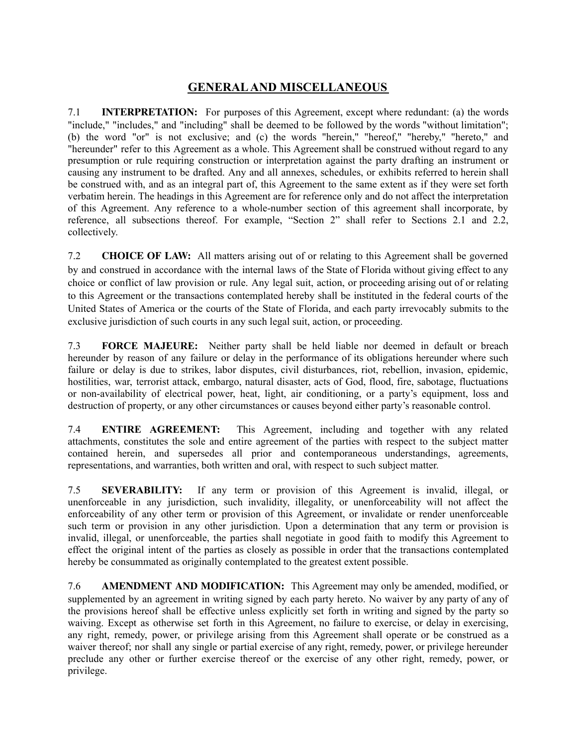## GENERAL AND MISCELLANEOUS

7.1 **INTERPRETATION:** For purposes of this Agreement, except where redundant: (a) the words "include," "includes," and "including" shall be deemed to be followed by the words "without limitation"; (b) the word "or" is not exclusive; and (c) the words "herein," "hereof," "hereby," "hereto," and "hereunder" refer to this Agreement as a whole. This Agreement shall be construed without regard to any presumption or rule requiring construction or interpretation against the party drafting an instrument or causing any instrument to be drafted. Any and all annexes, schedules, or exhibits referred to herein shall be construed with, and as an integral part of, this Agreement to the same extent as if they were set forth verbatim herein. The headings in this Agreement are for reference only and do not affect the interpretation of this Agreement. Any reference to a whole-number section of this agreement shall incorporate, by reference, all subsections thereof. For example, "Section 2" shall refer to Sections 2.1 and 2.2, collectively.

7.2 **CHOICE OF LAW:** All matters arising out of or relating to this Agreement shall be governed by and construed in accordance with the internal laws of the State of Florida without giving effect to any choice or conflict of law provision or rule. Any legal suit, action, or proceeding arising out of or relating to this Agreement or the transactions contemplated hereby shall be instituted in the federal courts of the United States of America or the courts of the State of Florida, and each party irrevocably submits to the exclusive jurisdiction of such courts in any such legal suit, action, or proceeding.

7.3 **FORCE MAJEURE:** Neither party shall be held liable nor deemed in default or breach hereunder by reason of any failure or delay in the performance of its obligations hereunder where such failure or delay is due to strikes, labor disputes, civil disturbances, riot, rebellion, invasion, epidemic, hostilities, war, terrorist attack, embargo, natural disaster, acts of God, flood, fire, sabotage, fluctuations or non-availability of electrical power, heat, light, air conditioning, or a party's equipment, loss and destruction of property, or any other circumstances or causes beyond either party's reasonable control.

7.4 **ENTIRE AGREEMENT:** This Agreement, including and together with any related attachments, constitutes the sole and entire agreement of the parties with respect to the subject matter contained herein, and supersedes all prior and contemporaneous understandings, agreements, representations, and warranties, both written and oral, with respect to such subject matter.

7.5 **SEVERABILITY:** If any term or provision of this Agreement is invalid, illegal, or unenforceable in any jurisdiction, such invalidity, illegality, or unenforceability will not affect the enforceability of any other term or provision of this Agreement, or invalidate or render unenforceable such term or provision in any other jurisdiction. Upon a determination that any term or provision is invalid, illegal, or unenforceable, the parties shall negotiate in good faith to modify this Agreement to effect the original intent of the parties as closely as possible in order that the transactions contemplated hereby be consummated as originally contemplated to the greatest extent possible.

7.6 **AMENDMENT AND MODIFICATION:** This Agreement may only be amended, modified, or supplemented by an agreement in writing signed by each party hereto. No waiver by any party of any of the provisions hereof shall be effective unless explicitly set forth in writing and signed by the party so waiving. Except as otherwise set forth in this Agreement, no failure to exercise, or delay in exercising, any right, remedy, power, or privilege arising from this Agreement shall operate or be construed as a waiver thereof; nor shall any single or partial exercise of any right, remedy, power, or privilege hereunder preclude any other or further exercise thereof or the exercise of any other right, remedy, power, or privilege.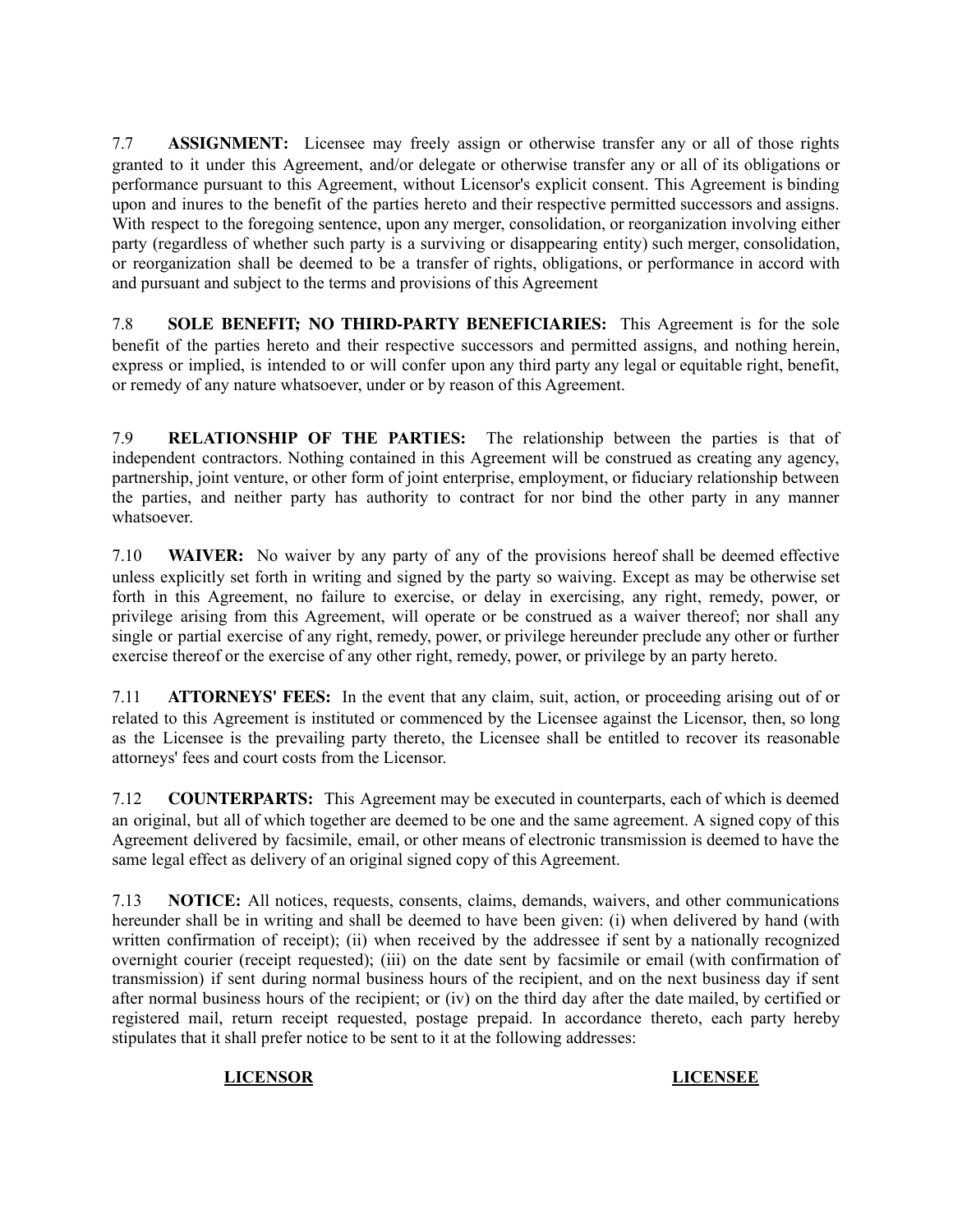7.7 **ASSIGNMENT:** Licensee may freely assign or otherwise transfer any or all of those rights granted to it under this Agreement, and/or delegate or otherwise transfer any or all of its obligations or performance pursuant to this Agreement, without Licensor's explicit consent. This Agreement is binding upon and inures to the benefit of the parties hereto and their respective permitted successors and assigns. With respect to the foregoing sentence, upon any merger, consolidation, or reorganization involving either party (regardless of whether such party is a surviving or disappearing entity) such merger, consolidation, or reorganization shall be deemed to be a transfer of rights, obligations, or performance in accord with and pursuant and subject to the terms and provisions of this Agreement

7.8 **SOLE BENEFIT; NO THIRD-PARTY BENEFICIARIES:** This Agreement is for the sole benefit of the parties hereto and their respective successors and permitted assigns, and nothing herein, express or implied, is intended to or will confer upon any third party any legal or equitable right, benefit, or remedy of any nature whatsoever, under or by reason of this Agreement.

7.9 **RELATIONSHIP OF THE PARTIES:** The relationship between the parties is that of independent contractors. Nothing contained in this Agreement will be construed as creating any agency, partnership, joint venture, or other form of joint enterprise, employment, or fiduciary relationship between the parties, and neither party has authority to contract for nor bind the other party in any manner whatsoever.

7.10 **WAIVER:** No waiver by any party of any of the provisions hereof shall be deemed effective unless explicitly set forth in writing and signed by the party so waiving. Except as may be otherwise set forth in this Agreement, no failure to exercise, or delay in exercising, any right, remedy, power, or privilege arising from this Agreement, will operate or be construed as a waiver thereof; nor shall any single or partial exercise of any right, remedy, power, or privilege hereunder preclude any other or further exercise thereof or the exercise of any other right, remedy, power, or privilege by an party hereto.

7.11 **ATTORNEYS' FEES:** In the event that any claim, suit, action, or proceeding arising out of or related to this Agreement is instituted or commenced by the Licensee against the Licensor, then, so long as the Licensee is the prevailing party thereto, the Licensee shall be entitled to recover its reasonable attorneys' fees and court costs from the Licensor.

7.12 **COUNTERPARTS:** This Agreement may be executed in counterparts, each of which is deemed an original, but all of which together are deemed to be one and the same agreement. A signed copy of this Agreement delivered by facsimile, email, or other means of electronic transmission is deemed to have the same legal effect as delivery of an original signed copy of this Agreement.

7.13 **NOTICE:** All notices, requests, consents, claims, demands, waivers, and other communications hereunder shall be in writing and shall be deemed to have been given: (i) when delivered by hand (with written confirmation of receipt); (ii) when received by the addressee if sent by a nationally recognized overnight courier (receipt requested); (iii) on the date sent by facsimile or email (with confirmation of transmission) if sent during normal business hours of the recipient, and on the next business day if sent after normal business hours of the recipient; or (iv) on the third day after the date mailed, by certified or registered mail, return receipt requested, postage prepaid. In accordance thereto, each party hereby stipulates that it shall prefer notice to be sent to it at the following addresses:

| **LICENSOR** | **LICENSEE** |
| --- | --- |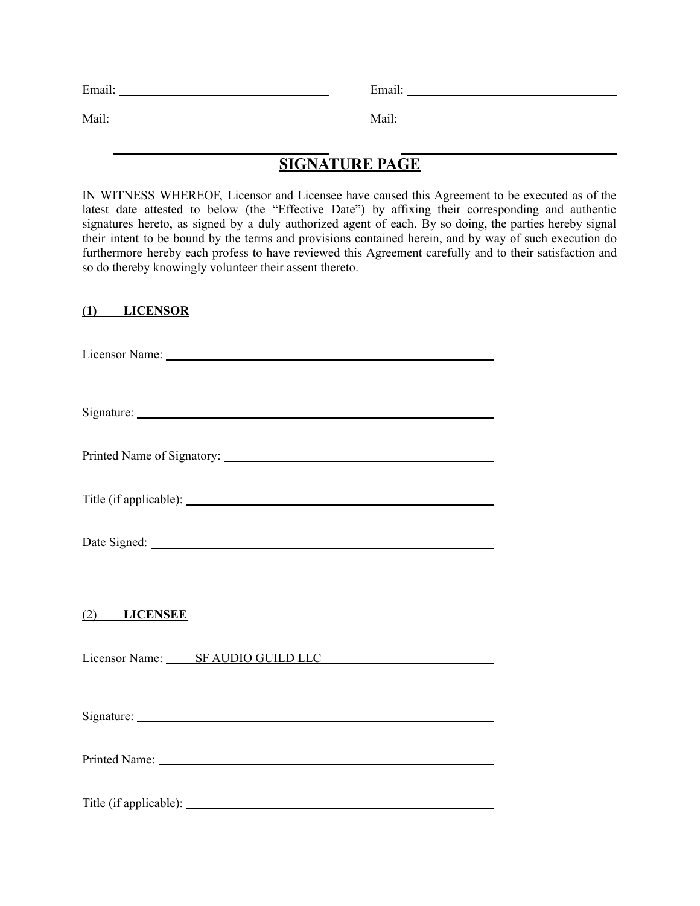Email: ______________________________ Email: ______________________________

Mail: ______________________________ Mail: ______________________________

______________________________ ______________________________

## SIGNATURE PAGE

IN WITNESS WHEREOF, Licensor and Licensee have caused this Agreement to be executed as of the latest date attested to below (the "Effective Date") by affixing their corresponding and authentic signatures hereto, as signed by a duly authorized agent of each. By so doing, the parties hereby signal their intent to be bound by the terms and provisions contained herein, and by way of such execution do furthermore hereby each profess to have reviewed this Agreement carefully and to their satisfaction and so do thereby knowingly volunteer their assent thereto.

**(1) LICENSOR**

Licensor Name: ______________________________

Signature: ______________________________

Printed Name of Signatory: ______________________________

Title (if applicable): ______________________________

Date Signed: ______________________________

(2) **LICENSEE**

Licensor Name: SF AUDIO GUILD LLC

Signature: ______________________________

Printed Name: ______________________________

Title (if applicable): ______________________________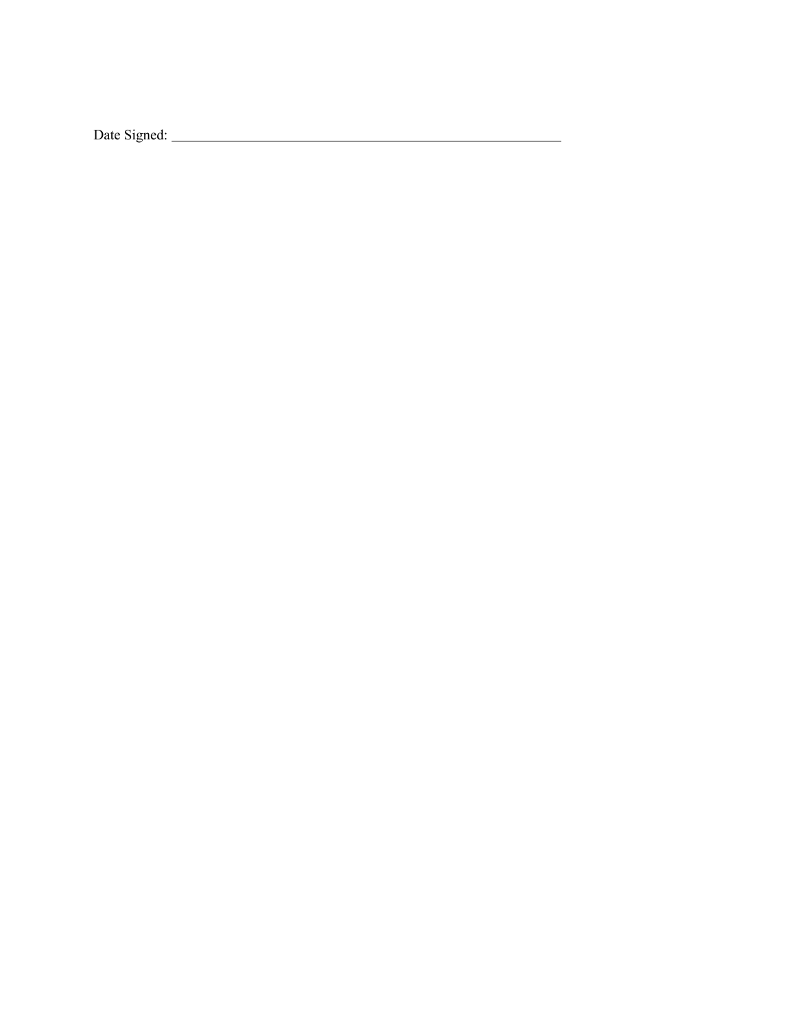Date Signed: ___________________________________________